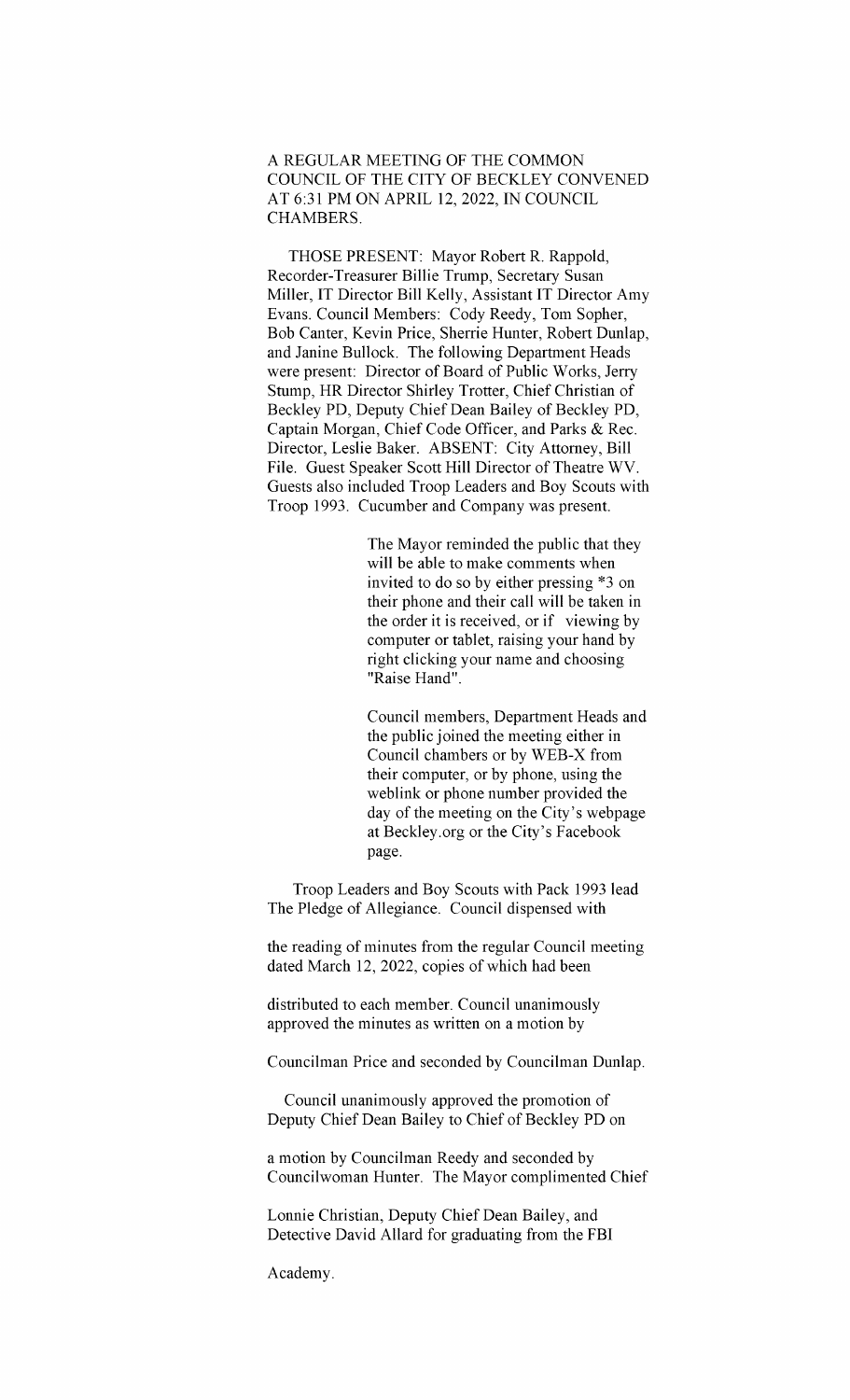A REGULAR MEETING OF THE COMMON COUNCIL OF THE CITY OF BECKLEY CONVENED AT 6:31 PM ON APRIL 12, 2022, IN COUNCIL CHAMBERS.

THOSE PRESENT: Mayor Robert R. Rappold, Recorder-Treasurer Billie Trump, Secretary Susan Miller, IT Director Bill Kelly, Assistant IT Director Amy Evans. Council Members: Cody Reedy, Tom Sopher, Bob Canter, Kevin Price, Sherrie Hunter, Robert Dunlap, and Janine Bullock. The following Department Heads were present: Director of Board of Public Works, Jerry Stump, HR Director Shirley Trotter, Chief Christian of Beckley PD, Deputy Chief Dean Bailey of Beckley PD, Captain Morgan, Chief Code Officer, and Parks & Rec. Director, Leslie Baker. ABSENT: City Attorney, Bill File. Guest Speaker Scott Hill Director of Theatre WV. Guests also included Troop Leaders and Boy Scouts with Troop 1993. Cucumber and Company was present.

The Mayor reminded the public that they will be able to make comments when invited to do so by either pressing *3 on their phone and their call will be taken in the order it is received, or if viewing by computer or tablet, raising your hand by right clicking your name and choosing "Raise Hand".

Council members, Department Heads and the public joined the meeting either in Council chambers or by WEB-X from their computer, or by phone, using the weblink or phone number provided the day of the meeting on the City's webpage at Beckley.org or the City's Facebook page.

Troop Leaders and Boy Scouts with Pack 1993 lead The Pledge of Allegiance. Council dispensed with the reading of minutes from the regular Council meeting dated March 12, 2022, copies of which had been distributed to each member. Council unanimously approved the minutes as written on a motion by Councilman Price and seconded by Councilman Dunlap.

Council unanimously approved the promotion of Deputy Chief Dean Bailey to Chief of Beckley PD on a motion by Councilman Reedy and seconded by Councilwoman Hunter. The Mayor complimented Chief Lonnie Christian, Deputy Chief Dean Bailey, and Detective David Allard for graduating from the FBI Academy.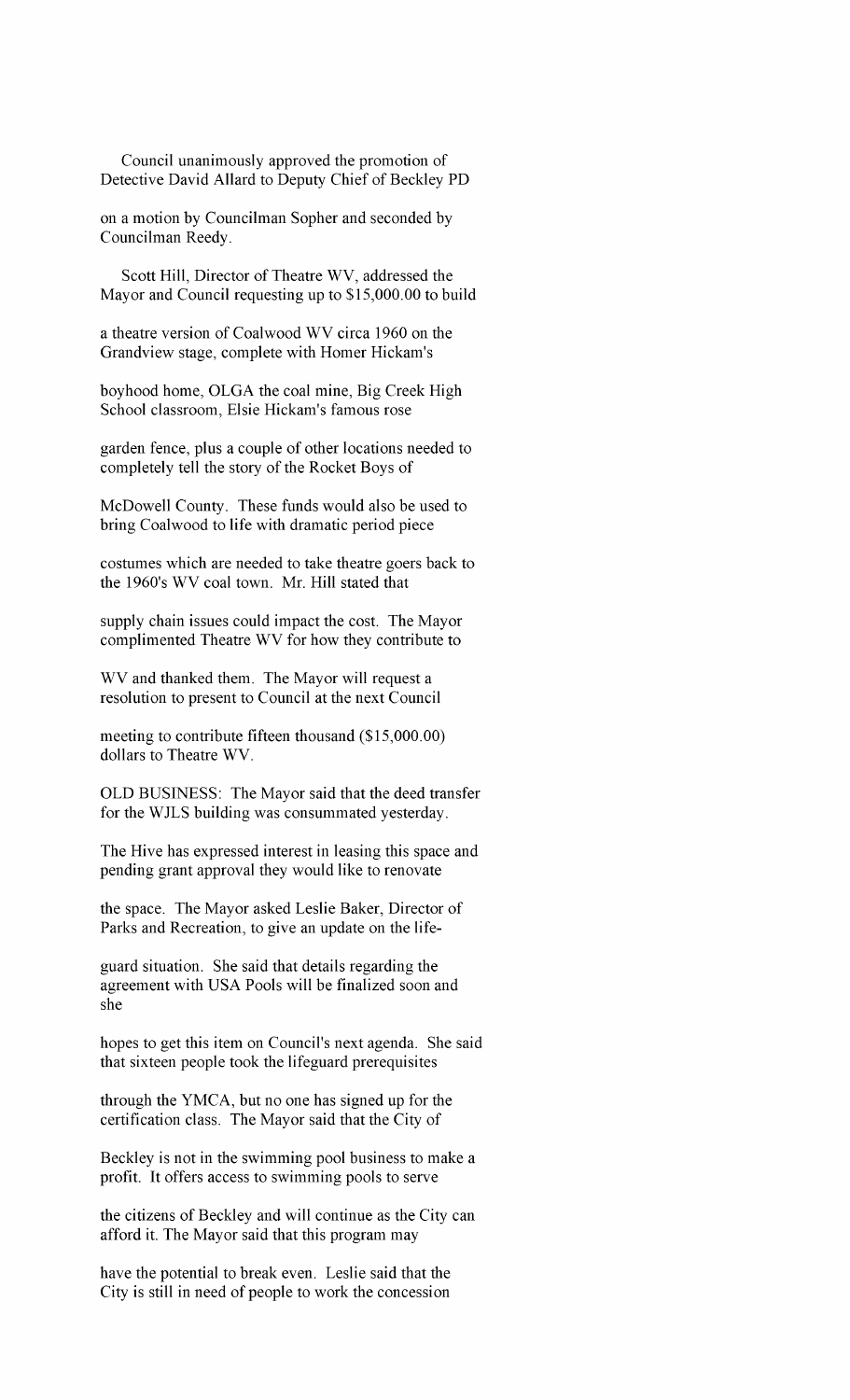Council unanimously approved the promotion of Detective David Allard to Deputy Chief of Beckley PD on a motion by Councilman Sopher and seconded by Councilman Reedy.

Scott Hill, Director of Theatre WV, addressed the Mayor and Council requesting up to $15,000.00 to build a theatre version of Coalwood WV circa 1960 on the Grandview stage, complete with Homer Hickam's boyhood home, OLGA the coal mine, Big Creek High School classroom, Elsie Hickam's famous rose garden fence, plus a couple of other locations needed to completely tell the story of the Rocket Boys of McDowell County. These funds would also be used to bring Coalwood to life with dramatic period piece costumes which are needed to take theatre goers back to the 1960's WV coal town. Mr. Hill stated that supply chain issues could impact the cost. The Mayor complimented Theatre WV for how they contribute to WV and thanked them. The Mayor will request a resolution to present to Council at the next Council meeting to contribute fifteen thousand ($15,000.00) dollars to Theatre WV.

OLD BUSINESS: The Mayor said that the deed transfer for the WJLS building was consummated yesterday. The Hive has expressed interest in leasing this space and pending grant approval they would like to renovate the space. The Mayor asked Leslie Baker, Director of Parks and Recreation, to give an update on the life-guard situation. She said that details regarding the agreement with USA Pools will be finalized soon and she hopes to get this item on Council's next agenda. She said that sixteen people took the lifeguard prerequisites through the YMCA, but no one has signed up for the certification class. The Mayor said that the City of Beckley is not in the swimming pool business to make a profit. It offers access to swimming pools to serve the citizens of Beckley and will continue as the City can afford it. The Mayor said that this program may have the potential to break even. Leslie said that the City is still in need of people to work the concession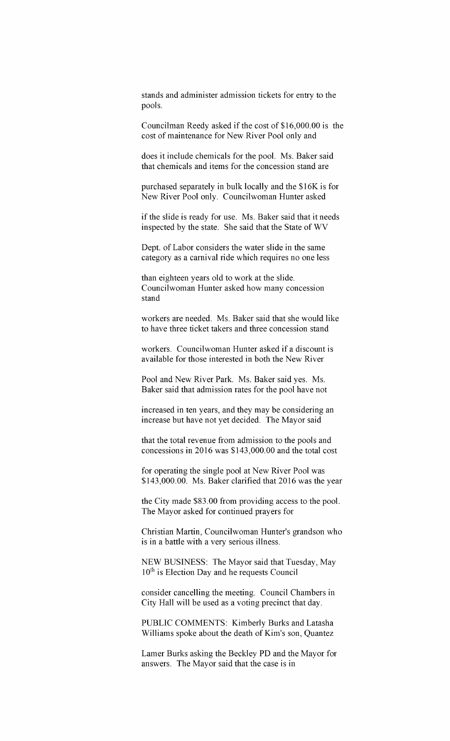stands and administer admission tickets for entry to the pools.

Councilman Reedy asked if the cost of $16,000.00 is the cost of maintenance for New River Pool only and does it include chemicals for the pool. Ms. Baker said that chemicals and items for the concession stand are purchased separately in bulk locally and the $16K is for New River Pool only. Councilwoman Hunter asked if the slide is ready for use. Ms. Baker said that it needs inspected by the state. She said that the State of WV Dept. of Labor considers the water slide in the same category as a carnival ride which requires no one less than eighteen years old to work at the slide. Councilwoman Hunter asked how many concession stand workers are needed. Ms. Baker said that she would like to have three ticket takers and three concession stand workers. Councilwoman Hunter asked if a discount is available for those interested in both the New River Pool and New River Park. Ms. Baker said yes. Ms. Baker said that admission rates for the pool have not increased in ten years, and they may be considering an increase but have not yet decided. The Mayor said that the total revenue from admission to the pools and concessions in 2016 was $143,000.00 and the total cost for operating the single pool at New River Pool was $143,000.00. Ms. Baker clarified that 2016 was the year the City made $83.00 from providing access to the pool. The Mayor asked for continued prayers for Christian Martin, Councilwoman Hunter's grandson who is in a battle with a very serious illness.

NEW BUSINESS: The Mayor said that Tuesday, May 10th is Election Day and he requests Council consider cancelling the meeting. Council Chambers in City Hall will be used as a voting precinct that day.

PUBLIC COMMENTS: Kimberly Burks and Latasha Williams spoke about the death of Kim's son, Quantez Lamer Burks asking the Beckley PD and the Mayor for answers. The Mayor said that the case is in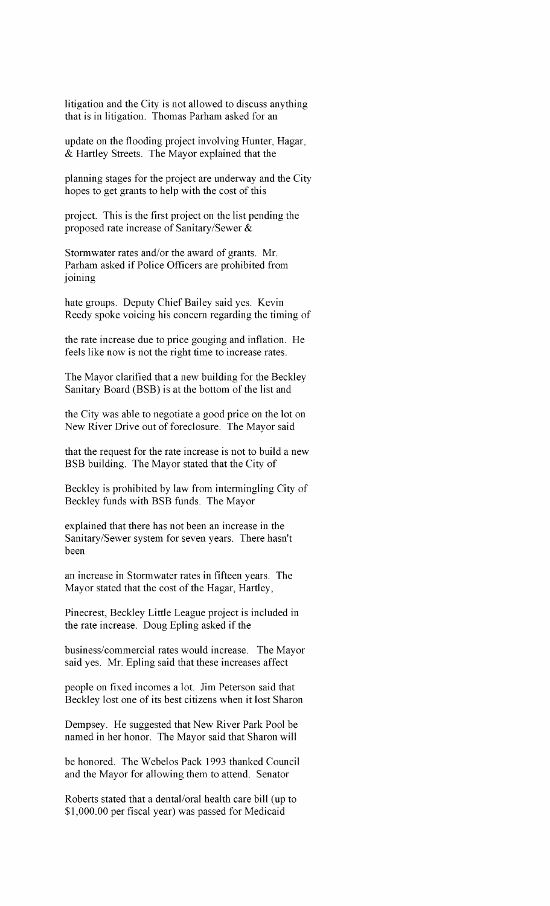litigation and the City is not allowed to discuss anything that is in litigation. Thomas Parham asked for an update on the flooding project involving Hunter, Hagar, & Hartley Streets. The Mayor explained that the planning stages for the project are underway and the City hopes to get grants to help with the cost of this project. This is the first project on the list pending the proposed rate increase of Sanitary/Sewer & Stormwater rates and/or the award of grants. Mr. Parham asked if Police Officers are prohibited from joining hate groups. Deputy Chief Bailey said yes. Kevin Reedy spoke voicing his concern regarding the timing of the rate increase due to price gouging and inflation. He feels like now is not the right time to increase rates. The Mayor clarified that a new building for the Beckley Sanitary Board (BSB) is at the bottom of the list and the City was able to negotiate a good price on the lot on New River Drive out of foreclosure. The Mayor said that the request for the rate increase is not to build a new BSB building. The Mayor stated that the City of Beckley is prohibited by law from intermingling City of Beckley funds with BSB funds. The Mayor explained that there has not been an increase in the Sanitary/Sewer system for seven years. There hasn't been an increase in Stormwater rates in fifteen years. The Mayor stated that the cost of the Hagar, Hartley, Pinecrest, Beckley Little League project is included in the rate increase. Doug Epling asked if the business/commercial rates would increase. The Mayor said yes. Mr. Epling said that these increases affect people on fixed incomes a lot. Jim Peterson said that Beckley lost one of its best citizens when it lost Sharon Dempsey. He suggested that New River Park Pool be named in her honor. The Mayor said that Sharon will be honored. The Webelos Pack 1993 thanked Council and the Mayor for allowing them to attend. Senator Roberts stated that a dental/oral health care bill (up to $1,000.00 per fiscal year) was passed for Medicaid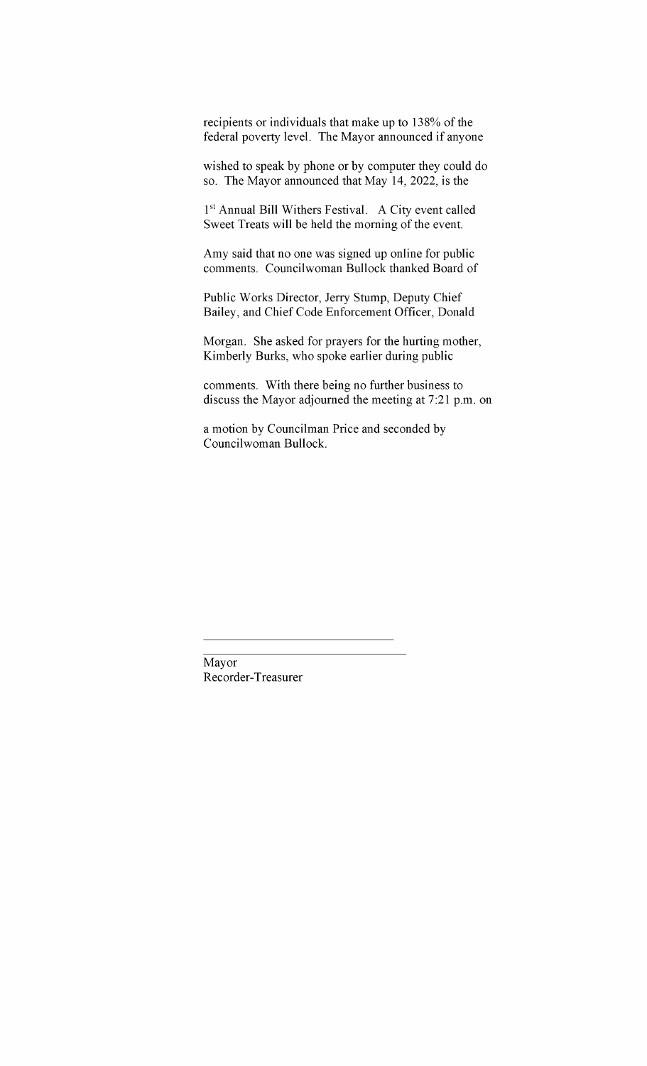recipients or individuals that make up to 138% of the federal poverty level. The Mayor announced if anyone wished to speak by phone or by computer they could do so. The Mayor announced that May 14, 2022, is the 1st Annual Bill Withers Festival. A City event called Sweet Treats will be held the morning of the event.

Amy said that no one was signed up online for public comments. Councilwoman Bullock thanked Board of Public Works Director, Jerry Stump, Deputy Chief Bailey, and Chief Code Enforcement Officer, Donald Morgan. She asked for prayers for the hurting mother, Kimberly Burks, who spoke earlier during public comments. With there being no further business to discuss the Mayor adjourned the meeting at 7:21 p.m. on a motion by Councilman Price and seconded by Councilwoman Bullock.

\_\_\_\_\_\_\_\_\_\_\_\_\_\_\_\_\_\_\_\_\_\_\_\_\_\_\_\_\_\_

\_\_\_\_\_\_\_\_\_\_\_\_\_\_\_\_\_\_\_\_\_\_\_\_\_\_\_\_\_\_

Mayor
Recorder-Treasurer